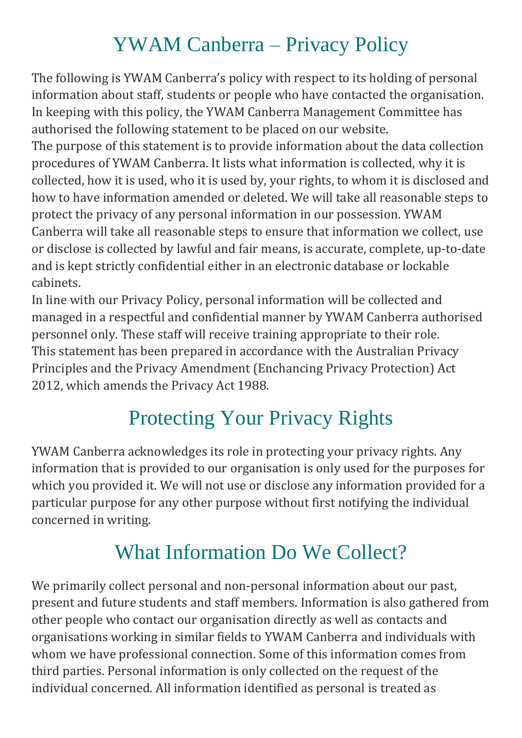# YWAM Canberra – Privacy Policy

The following is YWAM Canberra's policy with respect to its holding of personal information about staff, students or people who have contacted the organisation. In keeping with this policy, the YWAM Canberra Management Committee has authorised the following statement to be placed on our website.

The purpose of this statement is to provide information about the data collection procedures of YWAM Canberra. It lists what information is collected, why it is collected, how it is used, who it is used by, your rights, to whom it is disclosed and how to have information amended or deleted. We will take all reasonable steps to protect the privacy of any personal information in our possession. YWAM Canberra will take all reasonable steps to ensure that information we collect, use or disclose is collected by lawful and fair means, is accurate, complete, up-to-date and is kept strictly confidential either in an electronic database or lockable cabinets.

In line with our Privacy Policy, personal information will be collected and managed in a respectful and confidential manner by YWAM Canberra authorised personnel only. These staff will receive training appropriate to their role.

This statement has been prepared in accordance with the Australian Privacy Principles and the Privacy Amendment (Enchancing Privacy Protection) Act 2012, which amends the Privacy Act 1988.

## Protecting Your Privacy Rights

YWAM Canberra acknowledges its role in protecting your privacy rights. Any information that is provided to our organisation is only used for the purposes for which you provided it. We will not use or disclose any information provided for a particular purpose for any other purpose without first notifying the individual concerned in writing.

## What Information Do We Collect?

We primarily collect personal and non-personal information about our past, present and future students and staff members. Information is also gathered from other people who contact our organisation directly as well as contacts and organisations working in similar fields to YWAM Canberra and individuals with whom we have professional connection. Some of this information comes from third parties. Personal information is only collected on the request of the individual concerned. All information identified as personal is treated as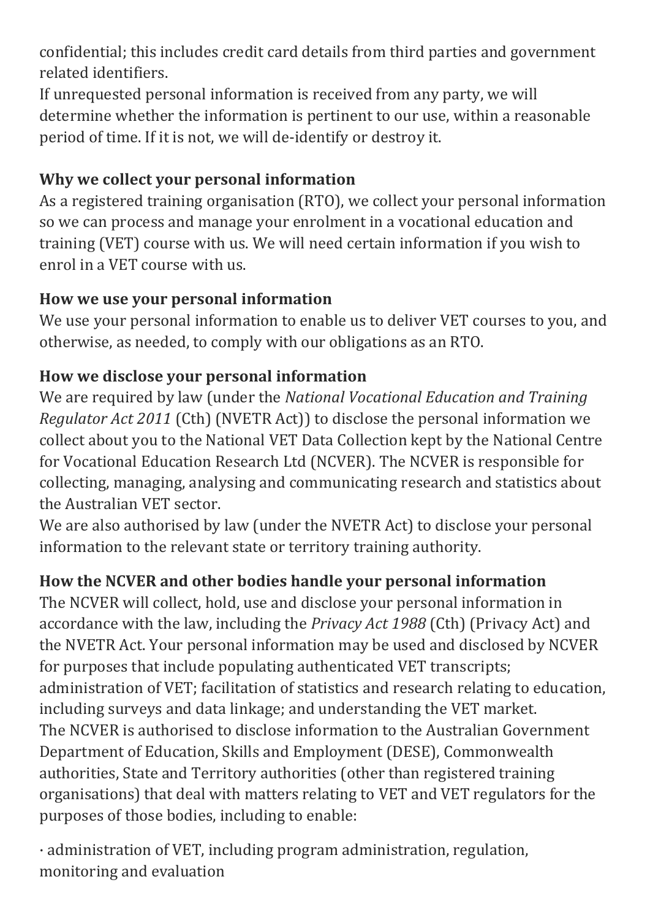confidential; this includes credit card details from third parties and government related identifiers.

If unrequested personal information is received from any party, we will determine whether the information is pertinent to our use, within a reasonable period of time. If it is not, we will de-identify or destroy it.

**Why we collect your personal information**

As a registered training organisation (RTO), we collect your personal information so we can process and manage your enrolment in a vocational education and training (VET) course with us. We will need certain information if you wish to enrol in a VET course with us.

**How we use your personal information**

We use your personal information to enable us to deliver VET courses to you, and otherwise, as needed, to comply with our obligations as an RTO.

**How we disclose your personal information**

We are required by law (under the *National Vocational Education and Training Regulator Act 2011* (Cth) (NVETR Act)) to disclose the personal information we collect about you to the National VET Data Collection kept by the National Centre for Vocational Education Research Ltd (NCVER). The NCVER is responsible for collecting, managing, analysing and communicating research and statistics about the Australian VET sector.

We are also authorised by law (under the NVETR Act) to disclose your personal information to the relevant state or territory training authority.

**How the NCVER and other bodies handle your personal information**

The NCVER will collect, hold, use and disclose your personal information in accordance with the law, including the *Privacy Act 1988* (Cth) (Privacy Act) and the NVETR Act. Your personal information may be used and disclosed by NCVER for purposes that include populating authenticated VET transcripts; administration of VET; facilitation of statistics and research relating to education, including surveys and data linkage; and understanding the VET market.

The NCVER is authorised to disclose information to the Australian Government Department of Education, Skills and Employment (DESE), Commonwealth authorities, State and Territory authorities (other than registered training organisations) that deal with matters relating to VET and VET regulators for the purposes of those bodies, including to enable:

· administration of VET, including program administration, regulation, monitoring and evaluation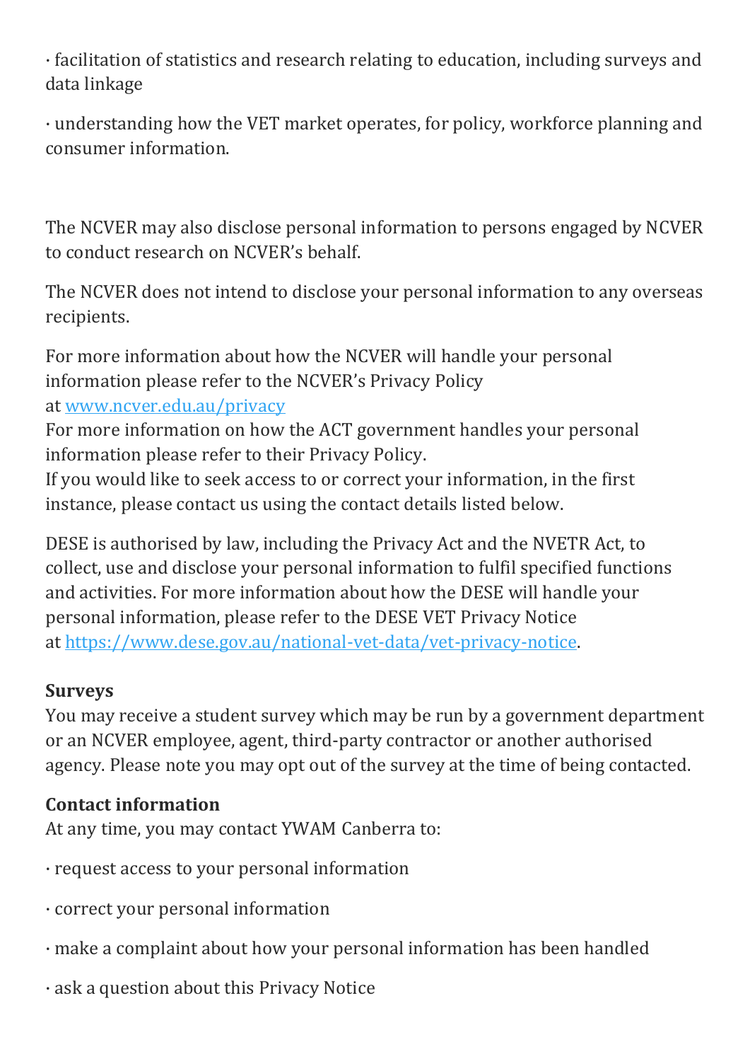· facilitation of statistics and research relating to education, including surveys and data linkage

· understanding how the VET market operates, for policy, workforce planning and consumer information.

The NCVER may also disclose personal information to persons engaged by NCVER to conduct research on NCVER's behalf.

The NCVER does not intend to disclose your personal information to any overseas recipients.

For more information about how the NCVER will handle your personal information please refer to the NCVER's Privacy Policy at [www.ncver.edu.au/privacy](www.ncver.edu.au/privacy)
For more information on how the ACT government handles your personal information please refer to their Privacy Policy.
If you would like to seek access to or correct your information, in the first instance, please contact us using the contact details listed below.

DESE is authorised by law, including the Privacy Act and the NVETR Act, to collect, use and disclose your personal information to fulfil specified functions and activities. For more information about how the DESE will handle your personal information, please refer to the DESE VET Privacy Notice at [https://www.dese.gov.au/national-vet-data/vet-privacy-notice](https://www.dese.gov.au/national-vet-data/vet-privacy-notice).

**Surveys**
You may receive a student survey which may be run by a government department or an NCVER employee, agent, third-party contractor or another authorised agency. Please note you may opt out of the survey at the time of being contacted.

**Contact information**
At any time, you may contact YWAM Canberra to:

· request access to your personal information

· correct your personal information

· make a complaint about how your personal information has been handled

· ask a question about this Privacy Notice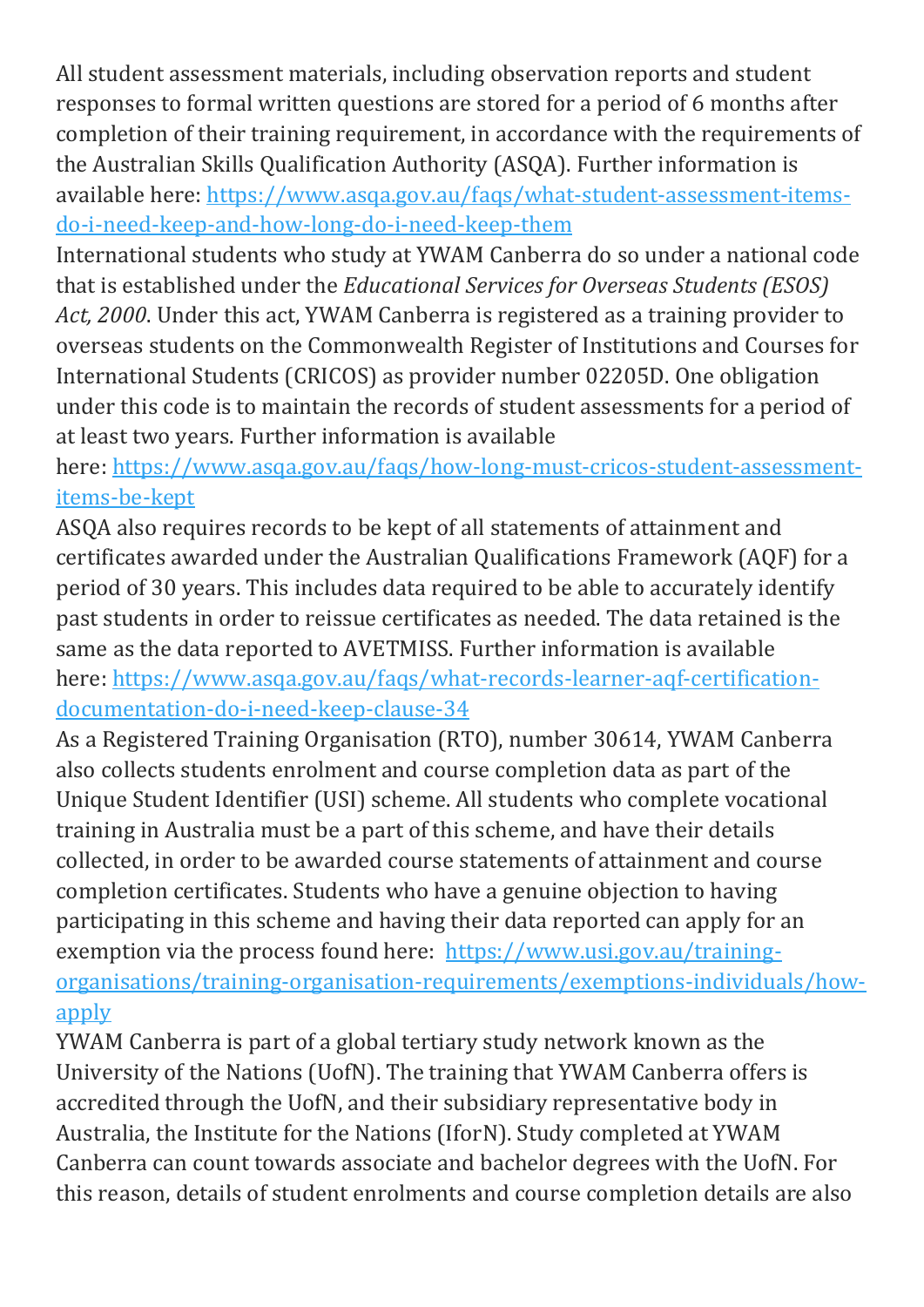All student assessment materials, including observation reports and student responses to formal written questions are stored for a period of 6 months after completion of their training requirement, in accordance with the requirements of the Australian Skills Qualification Authority (ASQA). Further information is available here: [https://www.asqa.gov.au/faqs/what-student-assessment-items-do-i-need-keep-and-how-long-do-i-need-keep-them](https://www.asqa.gov.au/faqs/what-student-assessment-items-do-i-need-keep-and-how-long-do-i-need-keep-them)

International students who study at YWAM Canberra do so under a national code that is established under the *Educational Services for Overseas Students (ESOS) Act, 2000*. Under this act, YWAM Canberra is registered as a training provider to overseas students on the Commonwealth Register of Institutions and Courses for International Students (CRICOS) as provider number 02205D. One obligation under this code is to maintain the records of student assessments for a period of at least two years. Further information is available here: [https://www.asqa.gov.au/faqs/how-long-must-cricos-student-assessment-items-be-kept](https://www.asqa.gov.au/faqs/how-long-must-cricos-student-assessment-items-be-kept)

ASQA also requires records to be kept of all statements of attainment and certificates awarded under the Australian Qualifications Framework (AQF) for a period of 30 years. This includes data required to be able to accurately identify past students in order to reissue certificates as needed. The data retained is the same as the data reported to AVETMISS. Further information is available here: [https://www.asqa.gov.au/faqs/what-records-learner-aqf-certification-documentation-do-i-need-keep-clause-34](https://www.asqa.gov.au/faqs/what-records-learner-aqf-certification-documentation-do-i-need-keep-clause-34)

As a Registered Training Organisation (RTO), number 30614, YWAM Canberra also collects students enrolment and course completion data as part of the Unique Student Identifier (USI) scheme. All students who complete vocational training in Australia must be a part of this scheme, and have their details collected, in order to be awarded course statements of attainment and course completion certificates. Students who have a genuine objection to having participating in this scheme and having their data reported can apply for an exemption via the process found here: [https://www.usi.gov.au/training-organisations/training-organisation-requirements/exemptions-individuals/how-apply](https://www.usi.gov.au/training-organisations/training-organisation-requirements/exemptions-individuals/how-apply)

YWAM Canberra is part of a global tertiary study network known as the University of the Nations (UofN). The training that YWAM Canberra offers is accredited through the UofN, and their subsidiary representative body in Australia, the Institute for the Nations (IforN). Study completed at YWAM Canberra can count towards associate and bachelor degrees with the UofN. For this reason, details of student enrolments and course completion details are also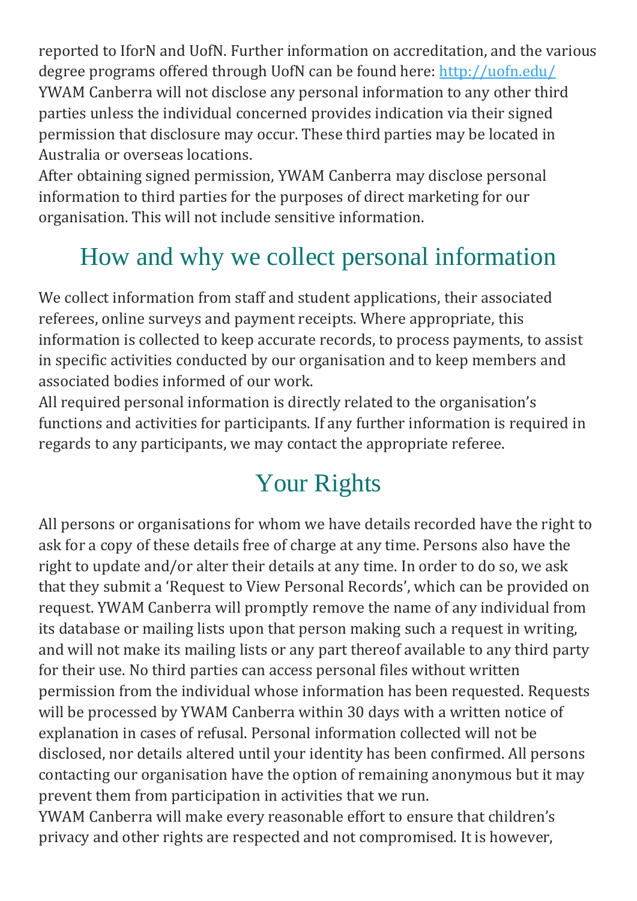reported to IforN and UofN. Further information on accreditation, and the various degree programs offered through UofN can be found here: [http://uofn.edu/](http://uofn.edu/)

YWAM Canberra will not disclose any personal information to any other third parties unless the individual concerned provides indication via their signed permission that disclosure may occur. These third parties may be located in Australia or overseas locations.

After obtaining signed permission, YWAM Canberra may disclose personal information to third parties for the purposes of direct marketing for our organisation. This will not include sensitive information.

## How and why we collect personal information

We collect information from staff and student applications, their associated referees, online surveys and payment receipts. Where appropriate, this information is collected to keep accurate records, to process payments, to assist in specific activities conducted by our organisation and to keep members and associated bodies informed of our work.

All required personal information is directly related to the organisation's functions and activities for participants. If any further information is required in regards to any participants, we may contact the appropriate referee.

## Your Rights

All persons or organisations for whom we have details recorded have the right to ask for a copy of these details free of charge at any time. Persons also have the right to update and/or alter their details at any time. In order to do so, we ask that they submit a 'Request to View Personal Records', which can be provided on request. YWAM Canberra will promptly remove the name of any individual from its database or mailing lists upon that person making such a request in writing, and will not make its mailing lists or any part thereof available to any third party for their use. No third parties can access personal files without written permission from the individual whose information has been requested. Requests will be processed by YWAM Canberra within 30 days with a written notice of explanation in cases of refusal. Personal information collected will not be disclosed, nor details altered until your identity has been confirmed. All persons contacting our organisation have the option of remaining anonymous but it may prevent them from participation in activities that we run.

YWAM Canberra will make every reasonable effort to ensure that children's privacy and other rights are respected and not compromised. It is however,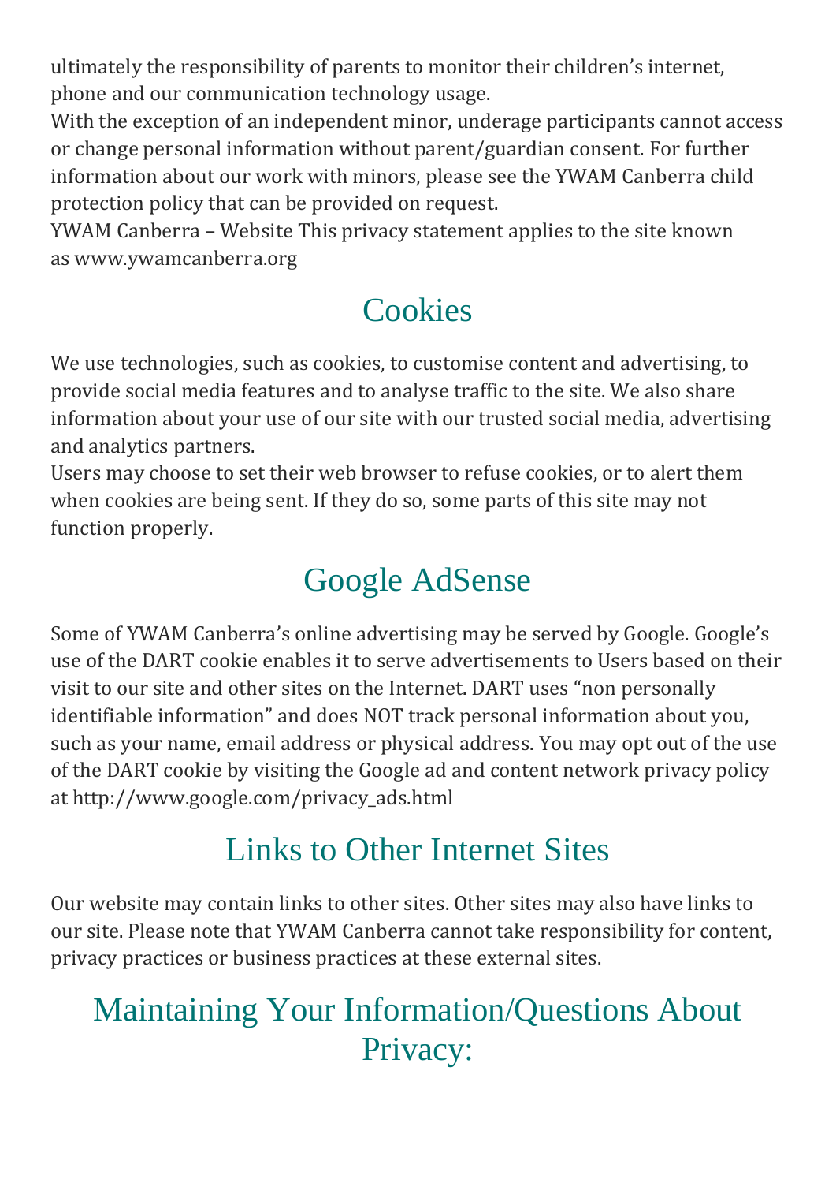ultimately the responsibility of parents to monitor their children's internet, phone and our communication technology usage.

With the exception of an independent minor, underage participants cannot access or change personal information without parent/guardian consent. For further information about our work with minors, please see the YWAM Canberra child protection policy that can be provided on request.

YWAM Canberra – Website This privacy statement applies to the site known as www.ywamcanberra.org

## Cookies

We use technologies, such as cookies, to customise content and advertising, to provide social media features and to analyse traffic to the site. We also share information about your use of our site with our trusted social media, advertising and analytics partners.

Users may choose to set their web browser to refuse cookies, or to alert them when cookies are being sent. If they do so, some parts of this site may not function properly.

## Google AdSense

Some of YWAM Canberra's online advertising may be served by Google. Google's use of the DART cookie enables it to serve advertisements to Users based on their visit to our site and other sites on the Internet. DART uses "non personally identifiable information" and does NOT track personal information about you, such as your name, email address or physical address. You may opt out of the use of the DART cookie by visiting the Google ad and content network privacy policy at http://www.google.com/privacy_ads.html

## Links to Other Internet Sites

Our website may contain links to other sites. Other sites may also have links to our site. Please note that YWAM Canberra cannot take responsibility for content, privacy practices or business practices at these external sites.

## Maintaining Your Information/Questions About Privacy: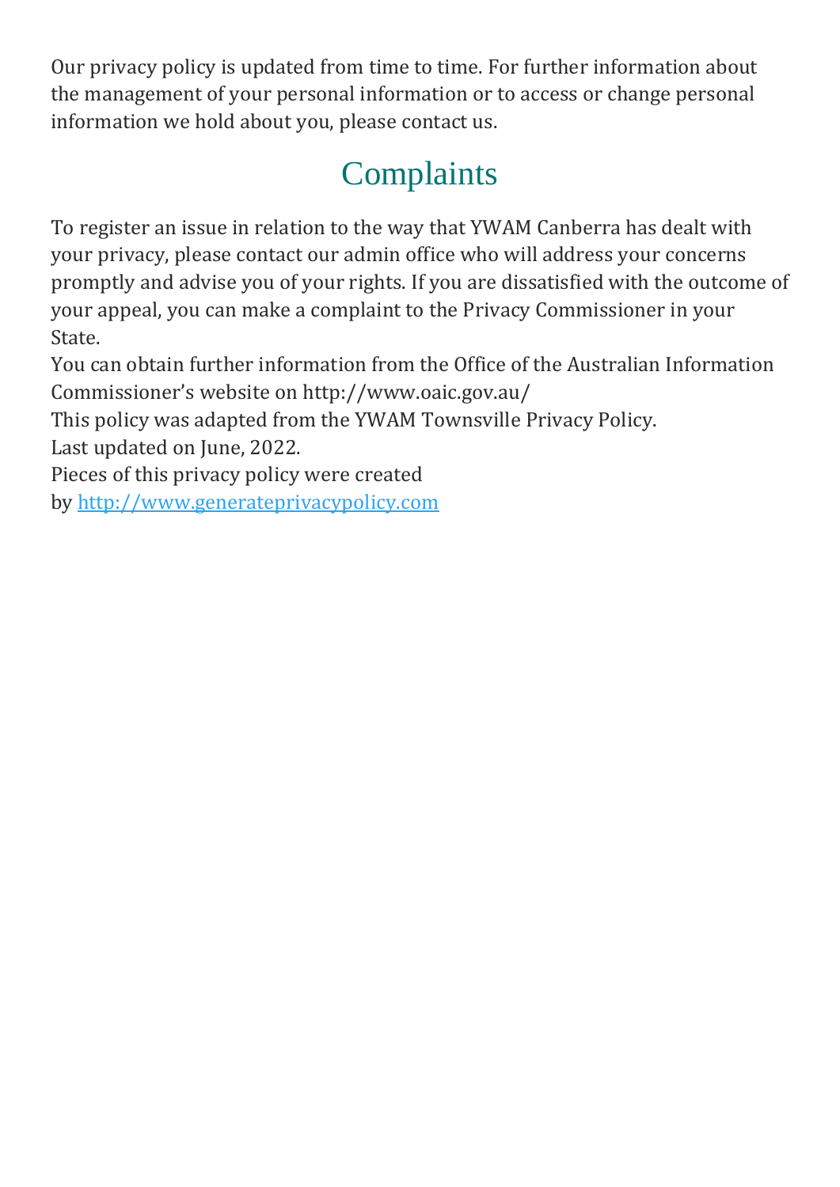Our privacy policy is updated from time to time. For further information about the management of your personal information or to access or change personal information we hold about you, please contact us.

## Complaints

To register an issue in relation to the way that YWAM Canberra has dealt with your privacy, please contact our admin office who will address your concerns promptly and advise you of your rights. If you are dissatisfied with the outcome of your appeal, you can make a complaint to the Privacy Commissioner in your State.

You can obtain further information from the Office of the Australian Information Commissioner's website on http://www.oaic.gov.au/

This policy was adapted from the YWAM Townsville Privacy Policy.

Last updated on June, 2022.

Pieces of this privacy policy were created by [http://www.generateprivacypolicy.com](http://www.generateprivacypolicy.com)